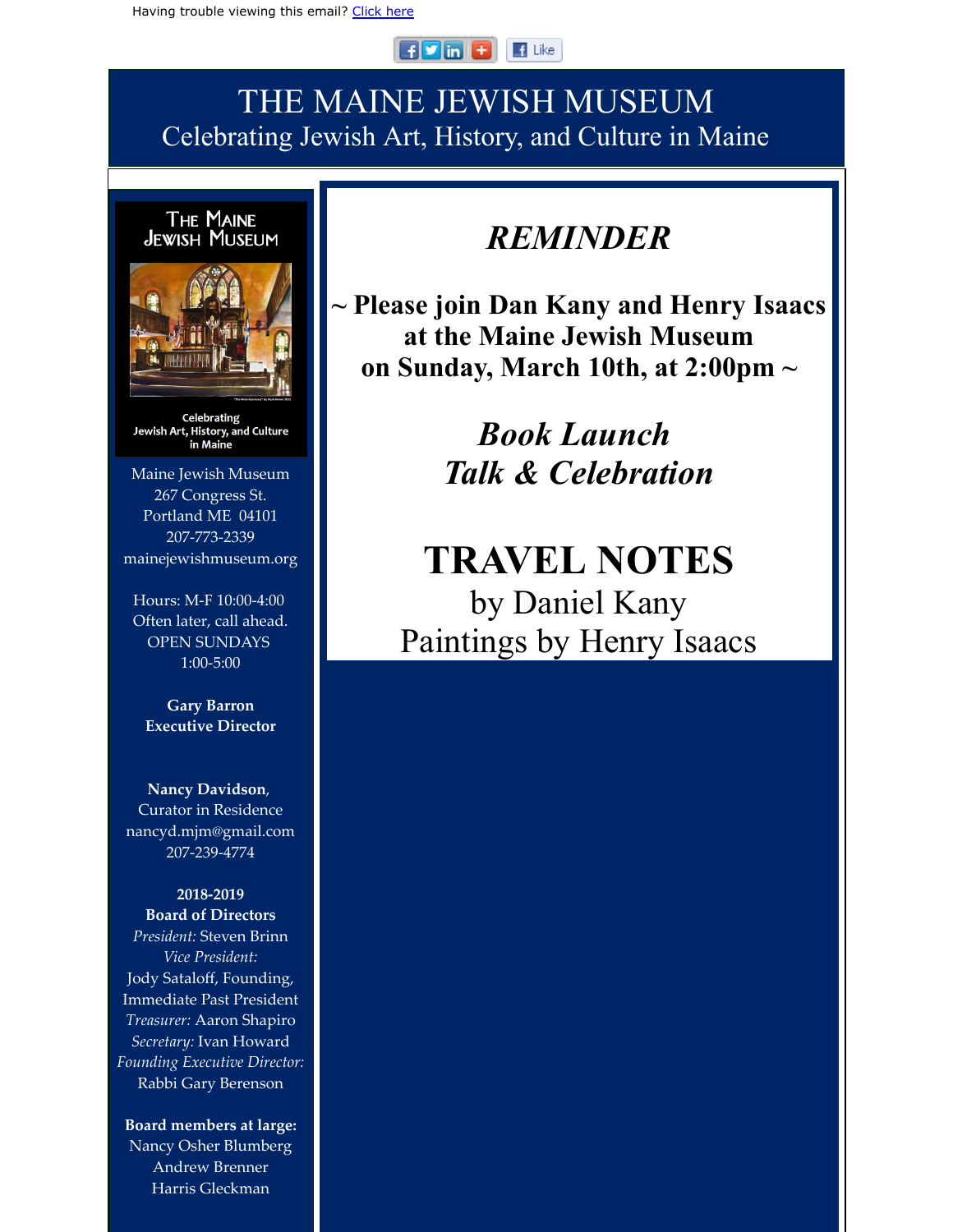Having trouble viewing this email? Click here

# THE MAINE JEWISH MUSEUM
Celebrating Jewish Art, History, and Culture in Maine

THE MAINE JEWISH MUSEUM

Celebrating Jewish Art, History, and Culture in Maine

Maine Jewish Museum
267 Congress St.
Portland ME 04101
207-773-2339
mainejewishmuseum.org

Hours: M-F 10:00-4:00
Often later, call ahead.
OPEN SUNDAYS
1:00-5:00

**Gary Barron**
**Executive Director**

**Nancy Davidson**,
Curator in Residence
nancyd.mjm@gmail.com
207-239-4774

**2018-2019**
**Board of Directors**
*President:* Steven Brinn
*Vice President:*
Jody Sataloff, Founding,
Immediate Past President
*Treasurer:* Aaron Shapiro
*Secretary:* Ivan Howard
*Founding Executive Director:*
Rabbi Gary Berenson

**Board members at large:**
Nancy Osher Blumberg
Andrew Brenner
Harris Gleckman

## *REMINDER*

**~ Please join Dan Kany and Henry Isaacs at the Maine Jewish Museum on Sunday, March 10th, at 2:00pm ~**

***Book Launch***
***Talk & Celebration***

# TRAVEL NOTES
by Daniel Kany
Paintings by Henry Isaacs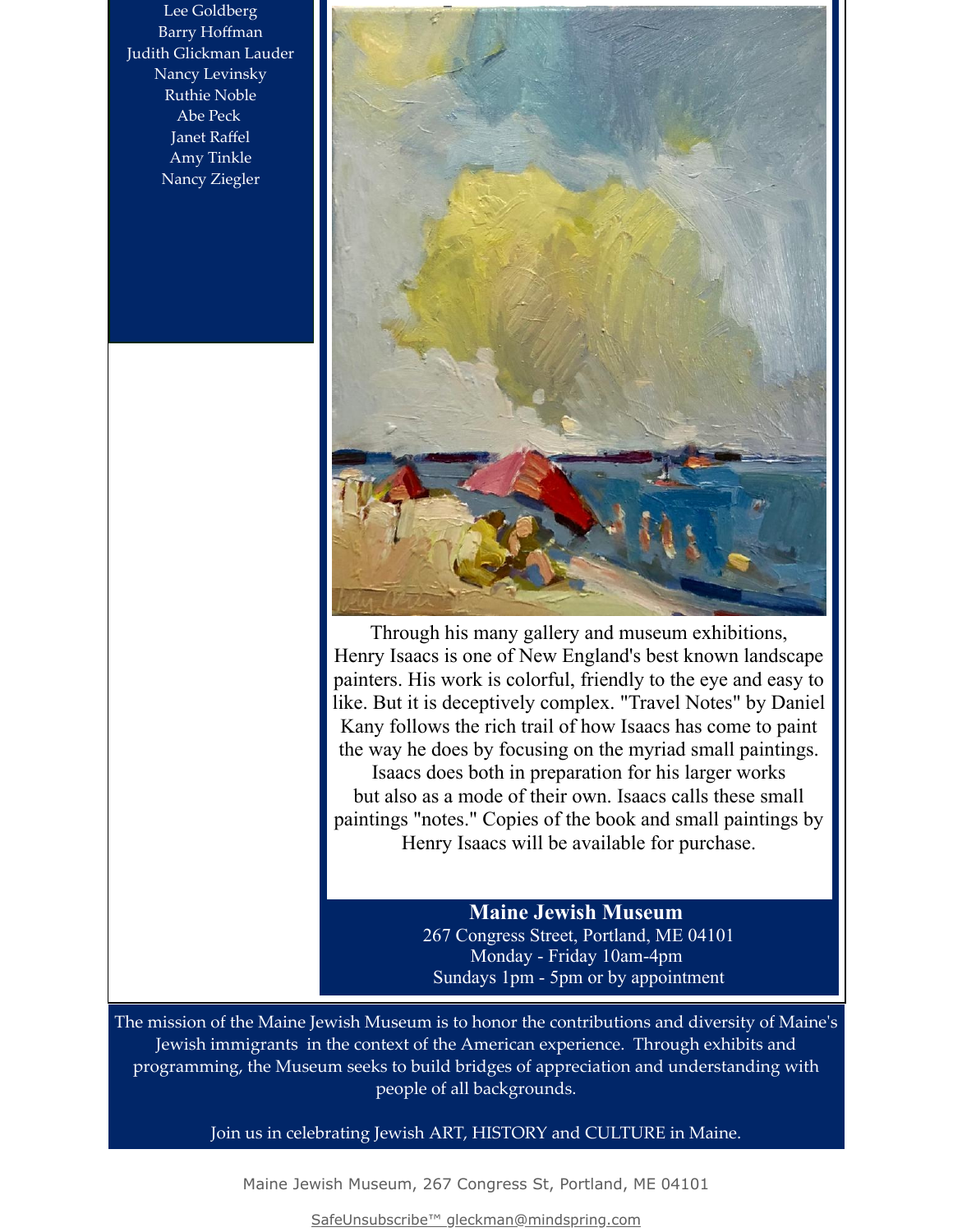Lee Goldberg
Barry Hoffman
Judith Glickman Lauder
Nancy Levinsky
Ruthie Noble
Abe Peck
Janet Raffel
Amy Tinkle
Nancy Ziegler

Through his many gallery and museum exhibitions, Henry Isaacs is one of New England's best known landscape painters. His work is colorful, friendly to the eye and easy to like. But it is deceptively complex. "Travel Notes" by Daniel Kany follows the rich trail of how Isaacs has come to paint the way he does by focusing on the myriad small paintings. Isaacs does both in preparation for his larger works but also as a mode of their own. Isaacs calls these small paintings "notes." Copies of the book and small paintings by Henry Isaacs will be available for purchase.

**Maine Jewish Museum**
267 Congress Street, Portland, ME 04101
Monday - Friday 10am-4pm
Sundays 1pm - 5pm or by appointment

The mission of the Maine Jewish Museum is to honor the contributions and diversity of Maine's Jewish immigrants in the context of the American experience. Through exhibits and programming, the Museum seeks to build bridges of appreciation and understanding with people of all backgrounds.

Join us in celebrating Jewish ART, HISTORY and CULTURE in Maine.

Maine Jewish Museum, 267 Congress St, Portland, ME 04101

SafeUnsubscribe™ gleckman@mindspring.com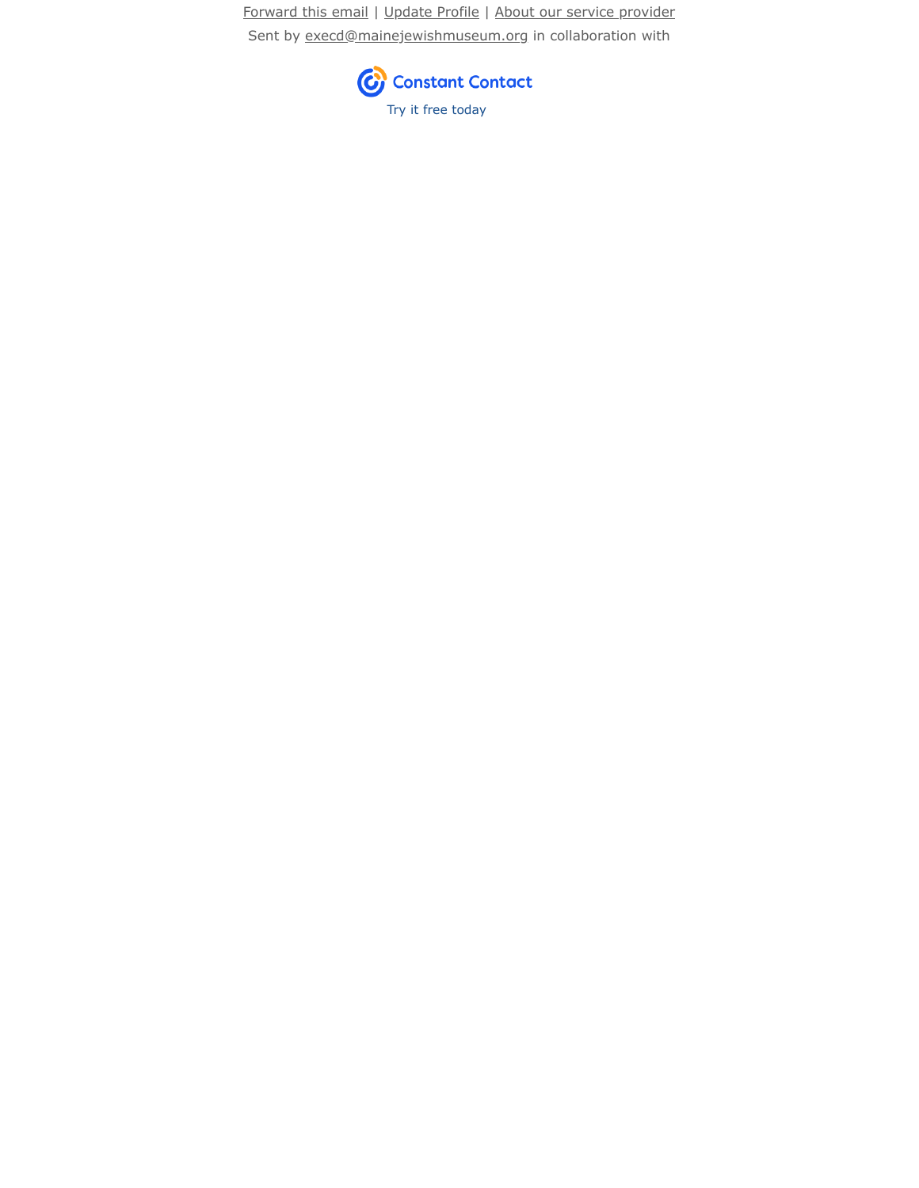Forward this email | Update Profile | About our service provider

Sent by execd@mainejewishmuseum.org in collaboration with

Constant Contact

Try it free today